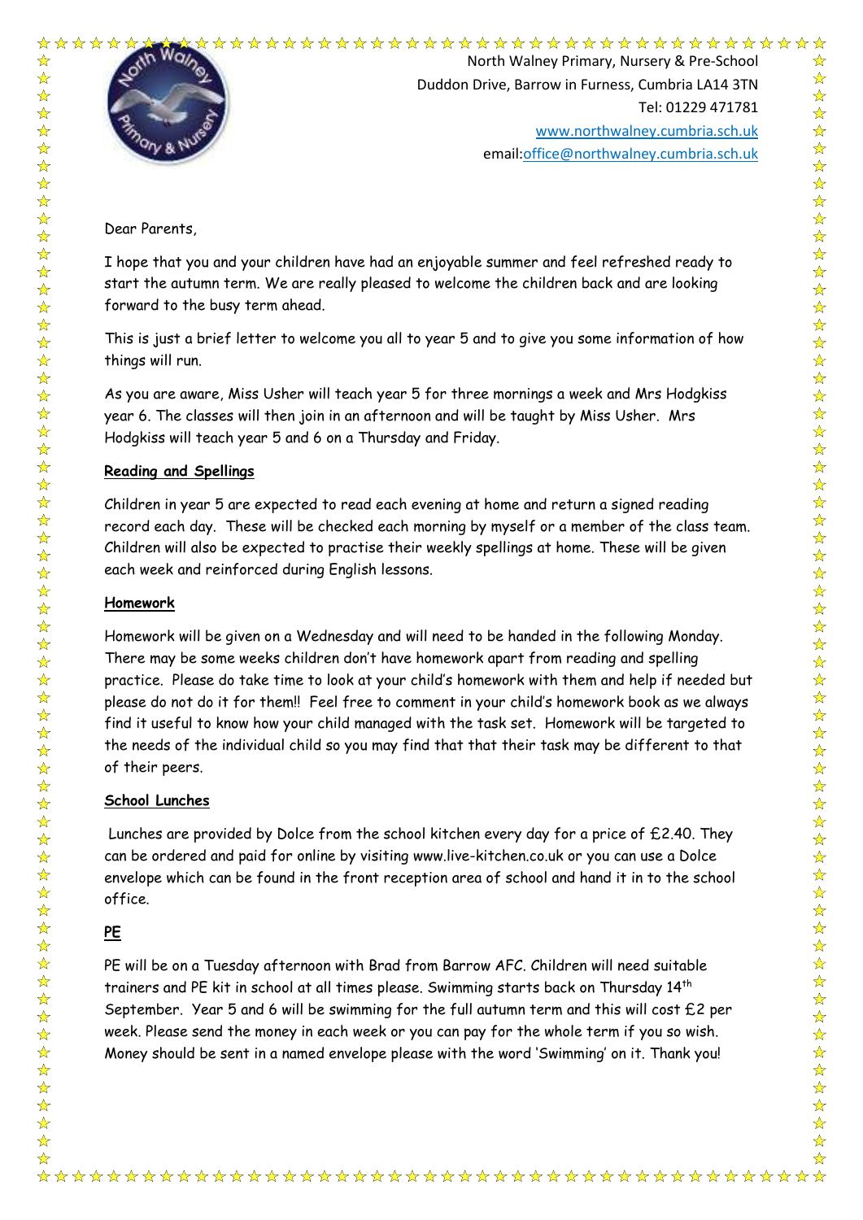North Walney Primary, Nursery & Pre-School
Duddon Drive, Barrow in Furness, Cumbria LA14 3TN
Tel: 01229 471781
[www.northwalney.cumbria.sch.uk](http://www.northwalney.cumbria.sch.uk)
email:[office@northwalney.cumbria.sch.uk](mailto:office@northwalney.cumbria.sch.uk)

Dear Parents,

I hope that you and your children have had an enjoyable summer and feel refreshed ready to start the autumn term. We are really pleased to welcome the children back and are looking forward to the busy term ahead.

This is just a brief letter to welcome you all to year 5 and to give you some information of how things will run.

As you are aware, Miss Usher will teach year 5 for three mornings a week and Mrs Hodgkiss year 6. The classes will then join in an afternoon and will be taught by Miss Usher. Mrs Hodgkiss will teach year 5 and 6 on a Thursday and Friday.

**Reading and Spellings**

Children in year 5 are expected to read each evening at home and return a signed reading record each day. These will be checked each morning by myself or a member of the class team. Children will also be expected to practise their weekly spellings at home. These will be given each week and reinforced during English lessons.

**Homework**

Homework will be given on a Wednesday and will need to be handed in the following Monday. There may be some weeks children don't have homework apart from reading and spelling practice. Please do take time to look at your child's homework with them and help if needed but please do not do it for them!! Feel free to comment in your child's homework book as we always find it useful to know how your child managed with the task set. Homework will be targeted to the needs of the individual child so you may find that that their task may be different to that of their peers.

**School Lunches**

Lunches are provided by Dolce from the school kitchen every day for a price of £2.40. They can be ordered and paid for online by visiting www.live-kitchen.co.uk or you can use a Dolce envelope which can be found in the front reception area of school and hand it in to the school office.

**PE**

PE will be on a Tuesday afternoon with Brad from Barrow AFC. Children will need suitable trainers and PE kit in school at all times please. Swimming starts back on Thursday 14th September. Year 5 and 6 will be swimming for the full autumn term and this will cost £2 per week. Please send the money in each week or you can pay for the whole term if you so wish. Money should be sent in a named envelope please with the word 'Swimming' on it. Thank you!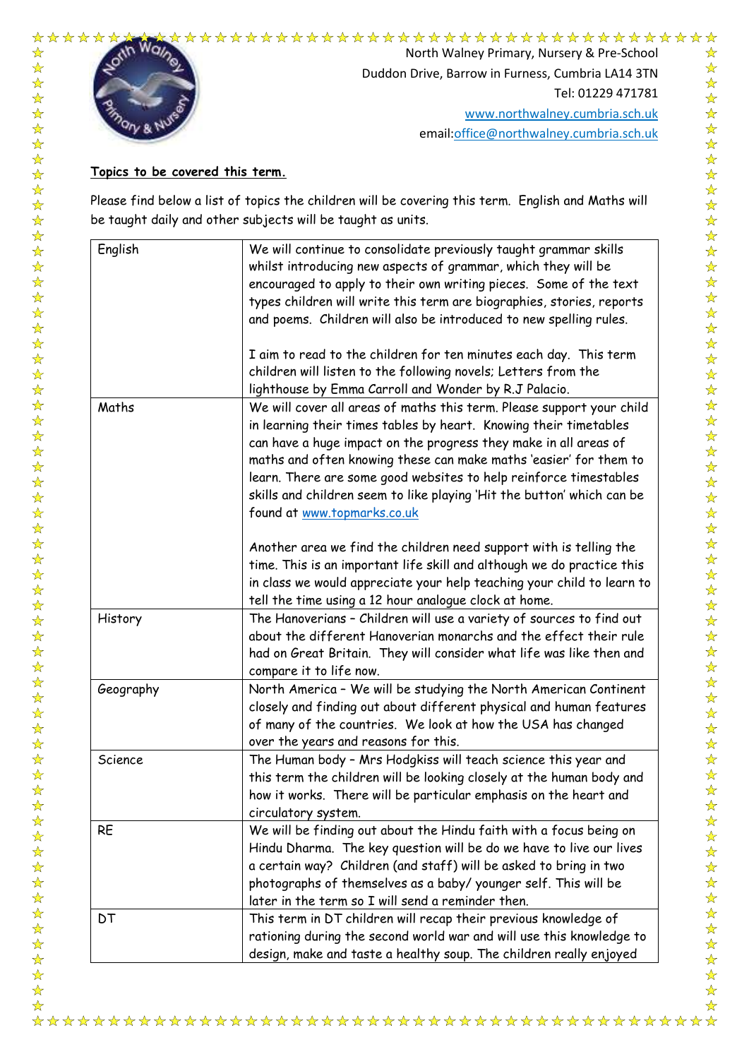North Walney Primary, Nursery & Pre-School
Duddon Drive, Barrow in Furness, Cumbria LA14 3TN
Tel: 01229 471781
www.northwalney.cumbria.sch.uk
email:office@northwalney.cumbria.sch.uk

**Topics to be covered this term.**

Please find below a list of topics the children will be covering this term. English and Maths will be taught daily and other subjects will be taught as units.

| | |
|---|---|
| English | We will continue to consolidate previously taught grammar skills whilst introducing new aspects of grammar, which they will be encouraged to apply to their own writing pieces. Some of the text types children will write this term are biographies, stories, reports and poems. Children will also be introduced to new spelling rules.<br><br>I aim to read to the children for ten minutes each day. This term children will listen to the following novels; Letters from the lighthouse by Emma Carroll and Wonder by R.J Palacio. |
| Maths | We will cover all areas of maths this term. Please support your child in learning their times tables by heart. Knowing their timetables can have a huge impact on the progress they make in all areas of maths and often knowing these can make maths 'easier' for them to learn. There are some good websites to help reinforce timestables skills and children seem to like playing 'Hit the button' which can be found at www.topmarks.co.uk<br><br>Another area we find the children need support with is telling the time. This is an important life skill and although we do practice this in class we would appreciate your help teaching your child to learn to tell the time using a 12 hour analogue clock at home. |
| History | The Hanoverians – Children will use a variety of sources to find out about the different Hanoverian monarchs and the effect their rule had on Great Britain. They will consider what life was like then and compare it to life now. |
| Geography | North America – We will be studying the North American Continent closely and finding out about different physical and human features of many of the countries. We look at how the USA has changed over the years and reasons for this. |
| Science | The Human body – Mrs Hodgkiss will teach science this year and this term the children will be looking closely at the human body and how it works. There will be particular emphasis on the heart and circulatory system. |
| RE | We will be finding out about the Hindu faith with a focus being on Hindu Dharma. The key question will be do we have to live our lives a certain way? Children (and staff) will be asked to bring in two photographs of themselves as a baby/ younger self. This will be later in the term so I will send a reminder then. |
| DT | This term in DT children will recap their previous knowledge of rationing during the second world war and will use this knowledge to design, make and taste a healthy soup. The children really enjoyed |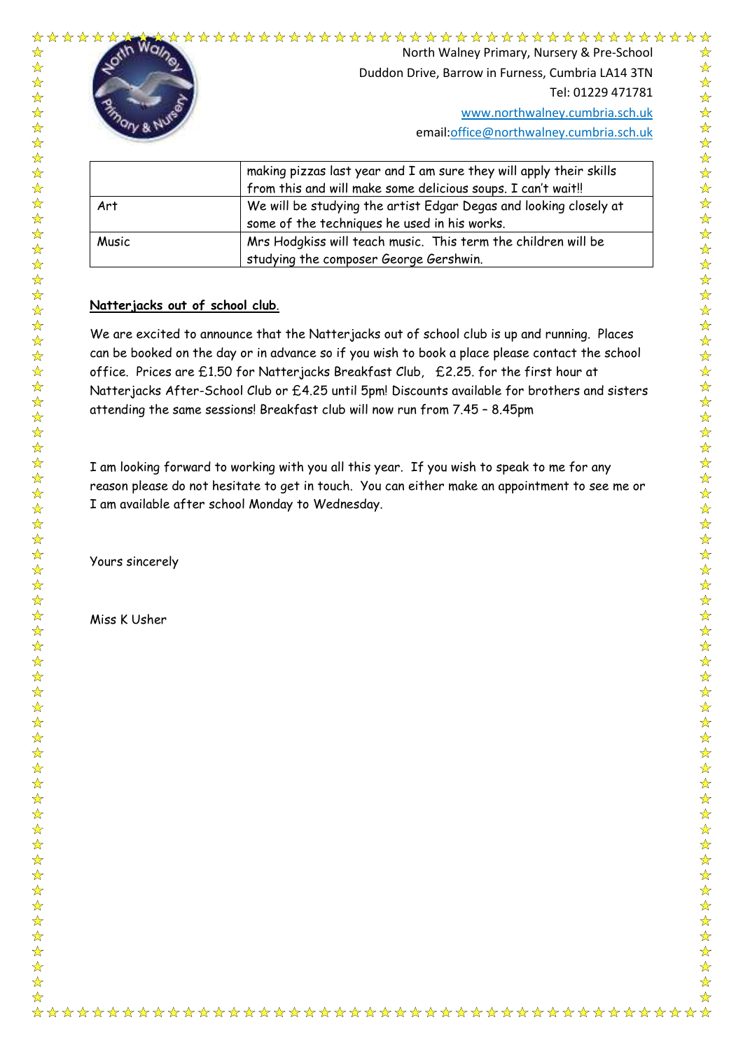North Walney Primary, Nursery & Pre-School
Duddon Drive, Barrow in Furness, Cumbria LA14 3TN
Tel: 01229 471781
www.northwalney.cumbria.sch.uk
email:office@northwalney.cumbria.sch.uk

| | |
|---|---|
| | making pizzas last year and I am sure they will apply their skills from this and will make some delicious soups. I can't wait!! |
| Art | We will be studying the artist Edgar Degas and looking closely at some of the techniques he used in his works. |
| Music | Mrs Hodgkiss will teach music. This term the children will be studying the composer George Gershwin. |

**Natterjacks out of school club.**

We are excited to announce that the Natterjacks out of school club is up and running. Places can be booked on the day or in advance so if you wish to book a place please contact the school office. Prices are £1.50 for Natterjacks Breakfast Club, £2.25. for the first hour at Natterjacks After-School Club or £4.25 until 5pm! Discounts available for brothers and sisters attending the same sessions! Breakfast club will now run from 7.45 – 8.45pm

I am looking forward to working with you all this year. If you wish to speak to me for any reason please do not hesitate to get in touch. You can either make an appointment to see me or I am available after school Monday to Wednesday.

Yours sincerely

Miss K Usher